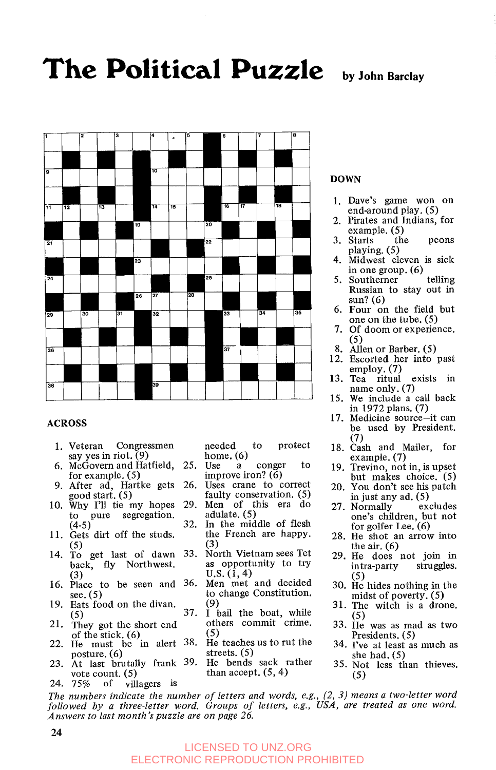# The Political Puzzle

by John Barclay

## ACROSS

1. Veteran Congressmen say yes in riot. (9)
6. McGovern and Hatfield, for example. (5)
9. After ad, Hartke gets good start. (5)
10. Why I'll tie my hopes to pure segregation. (4-5)
11. Gets dirt off the studs. (5)
14. To get last of dawn back, fly Northwest. (3)
16. Place to be seen and see. (5)
19. Eats food on the divan. (5)
21. They got the short end of the stick. (6)
22. He must be in alert posture. (6)
23. At last brutally frank vote count. (5)
24. 75% of villagers is needed to protect home. (6)
25. Use a conger to improve iron? (6)
26. Uses crane to correct faulty conservation. (5)
29. Men of this era do adulate. (5)
32. In the middle of flesh the French are happy. (3)
33. North Vietnam sees Tet as opportunity to try U.S. (1, 4)
36. Men met and decided to change Constitution. (9)
37. I bail the boat, while others commit crime. (5)
38. He teaches us to rut the streets. (5)
39. He bends sack rather than accept. (5, 4)

## DOWN

1. Dave's game won on end-around play. (5)
2. Pirates and Indians, for example. (5)
3. Starts the peons playing. (5)
4. Midwest eleven is sick in one group. (6)
5. Southerner telling Russian to stay out in sun? (6)
6. Four on the field but one on the tube. (5)
7. Of doom or experience. (5)
8. Allen or Barber. (5)
12. Escorted her into past employ. (7)
13. Tea ritual exists in name only. (7)
15. We include a call back in 1972 plans. (7)
17. Medicine source—it can be used by President. (7)
18. Cash and Mailer, for example. (7)
19. Trevino, not in, is upset but makes choice. (5)
20. You don't see his patch in just any ad. (5)
27. Normally excludes one's children, but not for golfer Lee. (6)
28. He shot an arrow into the air. (6)
29. He does not join in intra-party struggles. (5)
30. He hides nothing in the midst of poverty. (5)
31. The witch is a drone. (5)
33. He was as mad as two Presidents. (5)
34. I've at least as much as she had. (5)
35. Not less than thieves. (5)

*The numbers indicate the number of letters and words, e.g., (2, 3) means a two-letter word followed by a three-letter word. Groups of letters, e.g., USA, are treated as one word. Answers to last month's puzzle are on page 26.*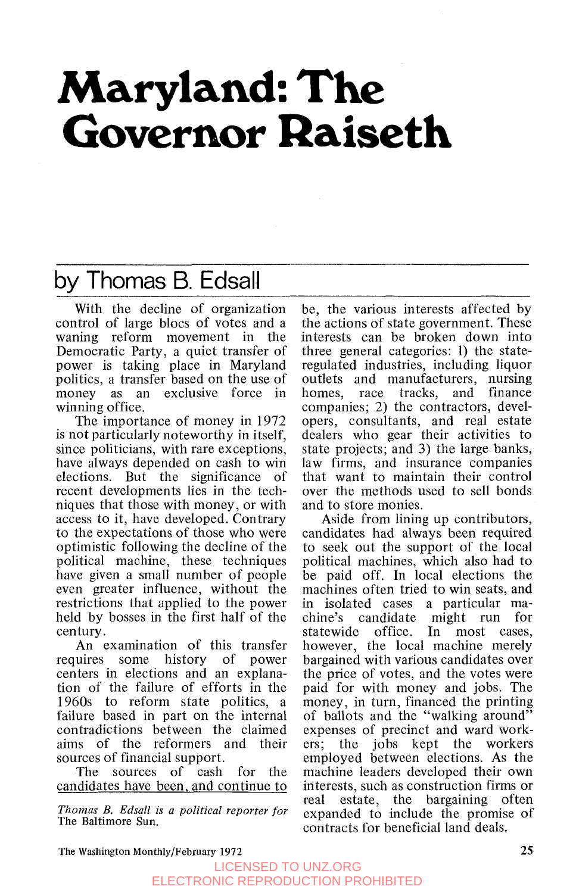# Maryland: The Governor Raiseth

## by Thomas B. Edsall

With the decline of organization control of large blocs of votes and a waning reform movement in the Democratic Party, a quiet transfer of power is taking place in Maryland politics, a transfer based on the use of money as an exclusive force in winning office.

The importance of money in 1972 is not particularly noteworthy in itself, since politicians, with rare exceptions, have always depended on cash to win elections. But the significance of recent developments lies in the techniques that those with money, or with access to it, have developed. Contrary to the expectations of those who were optimistic following the decline of the political machine, these techniques have given a small number of people even greater influence, without the restrictions that applied to the power held by bosses in the first half of the century.

An examination of this transfer requires some history of power centers in elections and an explanation of the failure of efforts in the 1960s to reform state politics, a failure based in part on the internal contradictions between the claimed aims of the reformers and their sources of financial support.

The sources of cash for the candidates have been, and continue to be, the various interests affected by the actions of state government. These interests can be broken down into three general categories: 1) the state-regulated industries, including liquor outlets and manufacturers, nursing homes, race tracks, and finance companies; 2) the contractors, developers, consultants, and real estate dealers who gear their activities to state projects; and 3) the large banks, law firms, and insurance companies that want to maintain their control over the methods used to sell bonds and to store monies.

Aside from lining up contributors, candidates had always been required to seek out the support of the local political machines, which also had to be paid off. In local elections the machines often tried to win seats, and in isolated cases a particular machine's candidate might run for statewide office. In most cases, however, the local machine merely bargained with various candidates over the price of votes, and the votes were paid for with money and jobs. The money, in turn, financed the printing of ballots and the "walking around" expenses of precinct and ward workers; the jobs kept the workers employed between elections. As the machine leaders developed their own interests, such as construction firms or real estate, the bargaining often expanded to include the promise of contracts for beneficial land deals.

*Thomas B. Edsall is a political reporter for* The Baltimore Sun.